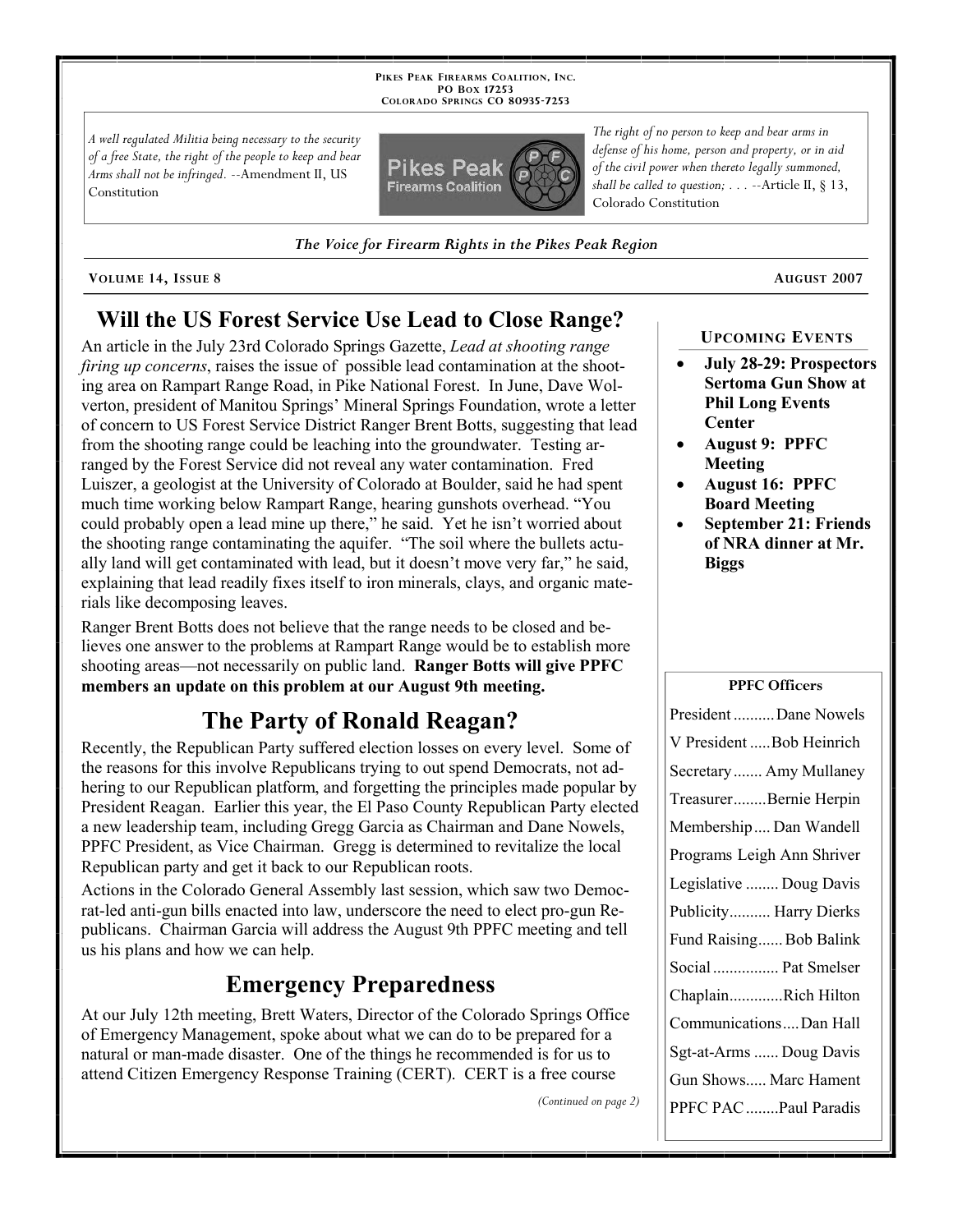**Pikes Peak Firearms Coalition, Inc.**
**PO Box 17253**
**Colorado Springs CO 80935-7253**

*A well regulated Militia being necessary to the security of a free State, the right of the people to keep and bear Arms shall not be infringed.* --Amendment II, US Constitution

*The right of no person to keep and bear arms in defense of his home, person and property, or in aid of the civil power when thereto legally summoned, shall be called to question; . . .* --Article II, § 13, Colorado Constitution

*The Voice for Firearm Rights in the Pikes Peak Region*

**Volume 14, Issue 8** — **August 2007**

## Will the US Forest Service Use Lead to Close Range?

An article in the July 23rd Colorado Springs Gazette, *Lead at shooting range firing up concerns*, raises the issue of possible lead contamination at the shooting area on Rampart Range Road, in Pike National Forest. In June, Dave Wolverton, president of Manitou Springs' Mineral Springs Foundation, wrote a letter of concern to US Forest Service District Ranger Brent Botts, suggesting that lead from the shooting range could be leaching into the groundwater. Testing arranged by the Forest Service did not reveal any water contamination. Fred Luiszer, a geologist at the University of Colorado at Boulder, said he had spent much time working below Rampart Range, hearing gunshots overhead. "You could probably open a lead mine up there," he said. Yet he isn't worried about the shooting range contaminating the aquifer. "The soil where the bullets actually land will get contaminated with lead, but it doesn't move very far," he said, explaining that lead readily fixes itself to iron minerals, clays, and organic materials like decomposing leaves.

Ranger Brent Botts does not believe that the range needs to be closed and believes one answer to the problems at Rampart Range would be to establish more shooting areas—not necessarily on public land. **Ranger Botts will give PPFC members an update on this problem at our August 9th meeting.**

## The Party of Ronald Reagan?

Recently, the Republican Party suffered election losses on every level. Some of the reasons for this involve Republicans trying to out spend Democrats, not adhering to our Republican platform, and forgetting the principles made popular by President Reagan. Earlier this year, the El Paso County Republican Party elected a new leadership team, including Gregg Garcia as Chairman and Dane Nowels, PPFC President, as Vice Chairman. Gregg is determined to revitalize the local Republican party and get it back to our Republican roots.

Actions in the Colorado General Assembly last session, which saw two Democrat-led anti-gun bills enacted into law, underscore the need to elect pro-gun Republicans. Chairman Garcia will address the August 9th PPFC meeting and tell us his plans and how we can help.

## Emergency Preparedness

At our July 12th meeting, Brett Waters, Director of the Colorado Springs Office of Emergency Management, spoke about what we can do to be prepared for a natural or man-made disaster. One of the things he recommended is for us to attend Citizen Emergency Response Training (CERT). CERT is a free course

*(Continued on page 2)*

### Upcoming Events

- **July 28-29: Prospectors Sertoma Gun Show at Phil Long Events Center**
- **August 9: PPFC Meeting**
- **August 16: PPFC Board Meeting**
- **September 21: Friends of NRA dinner at Mr. Biggs**

### PPFC Officers

| Office | Name |
|---|---|
| President | Dane Nowels |
| V President | Bob Heinrich |
| Secretary | Amy Mullaney |
| Treasurer | Bernie Herpin |
| Membership | Dan Wandell |
| Programs | Leigh Ann Shriver |
| Legislative | Doug Davis |
| Publicity | Harry Dierks |
| Fund Raising | Bob Balink |
| Social | Pat Smelser |
| Chaplain | Rich Hilton |
| Communications | Dan Hall |
| Sgt-at-Arms | Doug Davis |
| Gun Shows | Marc Hament |
| PPFC PAC | Paul Paradis |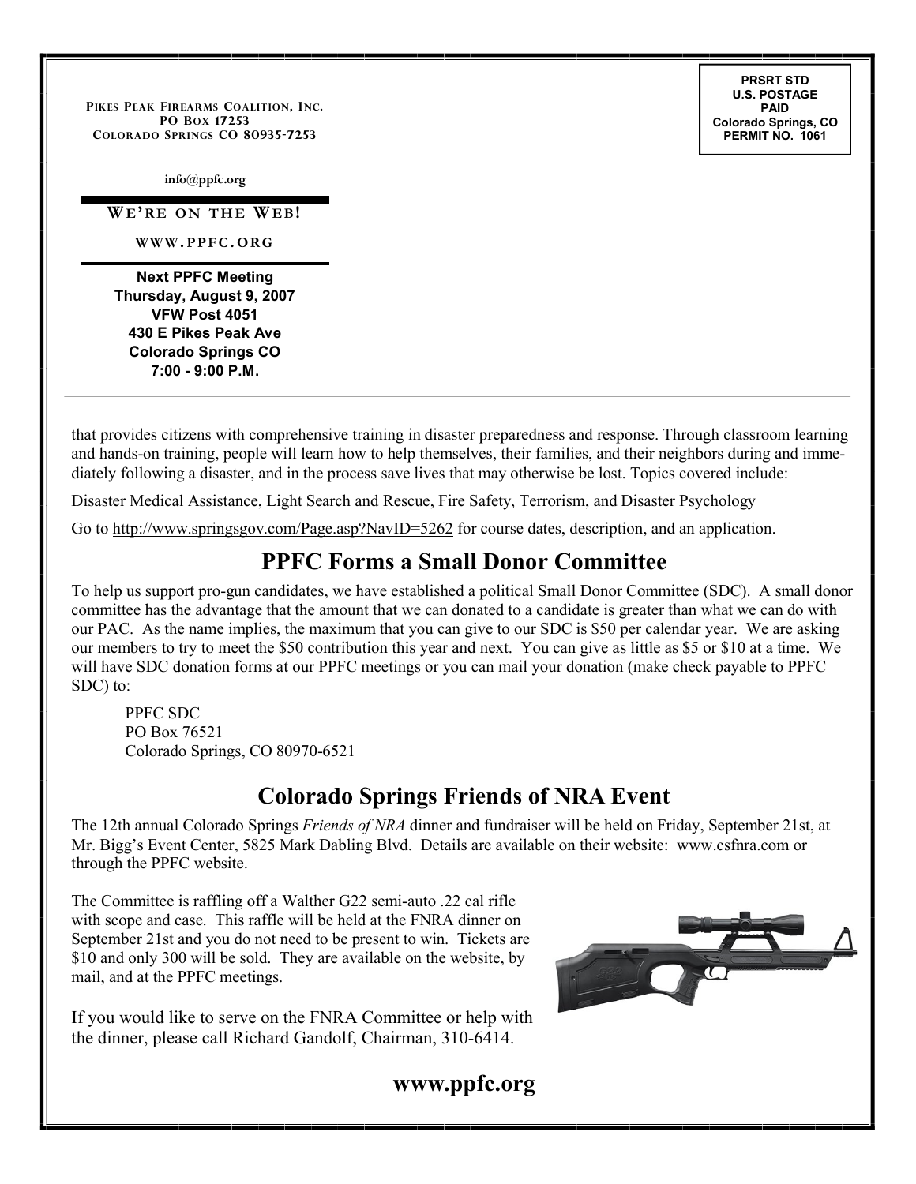PIKES PEAK FIREARMS COALITION, INC.
PO BOX 17253
COLORADO SPRINGS CO 80935-7253

info@ppfc.org

**WE'RE ON THE WEB!**

**WWW.PPFC.ORG**

**Next PPFC Meeting**
**Thursday, August 9, 2007**
**VFW Post 4051**
**430 E Pikes Peak Ave**
**Colorado Springs CO**
**7:00 - 9:00 P.M.**

PRSRT STD
U.S. POSTAGE
PAID
Colorado Springs, CO
PERMIT NO. 1061

that provides citizens with comprehensive training in disaster preparedness and response. Through classroom learning and hands-on training, people will learn how to help themselves, their families, and their neighbors during and immediately following a disaster, and in the process save lives that may otherwise be lost. Topics covered include:

Disaster Medical Assistance, Light Search and Rescue, Fire Safety, Terrorism, and Disaster Psychology

Go to http://www.springsgov.com/Page.asp?NavID=5262 for course dates, description, and an application.

## PPFC Forms a Small Donor Committee

To help us support pro-gun candidates, we have established a political Small Donor Committee (SDC). A small donor committee has the advantage that the amount that we can donated to a candidate is greater than what we can do with our PAC. As the name implies, the maximum that you can give to our SDC is $50 per calendar year. We are asking our members to try to meet the $50 contribution this year and next. You can give as little as $5 or $10 at a time. We will have SDC donation forms at our PPFC meetings or you can mail your donation (make check payable to PPFC SDC) to:

PPFC SDC
PO Box 76521
Colorado Springs, CO 80970-6521

## Colorado Springs Friends of NRA Event

The 12th annual Colorado Springs *Friends of NRA* dinner and fundraiser will be held on Friday, September 21st, at Mr. Bigg's Event Center, 5825 Mark Dabling Blvd. Details are available on their website: www.csfnra.com or through the PPFC website.

The Committee is raffling off a Walther G22 semi-auto .22 cal rifle with scope and case. This raffle will be held at the FNRA dinner on September 21st and you do not need to be present to win. Tickets are $10 and only 300 will be sold. They are available on the website, by mail, and at the PPFC meetings.

If you would like to serve on the FNRA Committee or help with the dinner, please call Richard Gandolf, Chairman, 310-6414.

**www.ppfc.org**